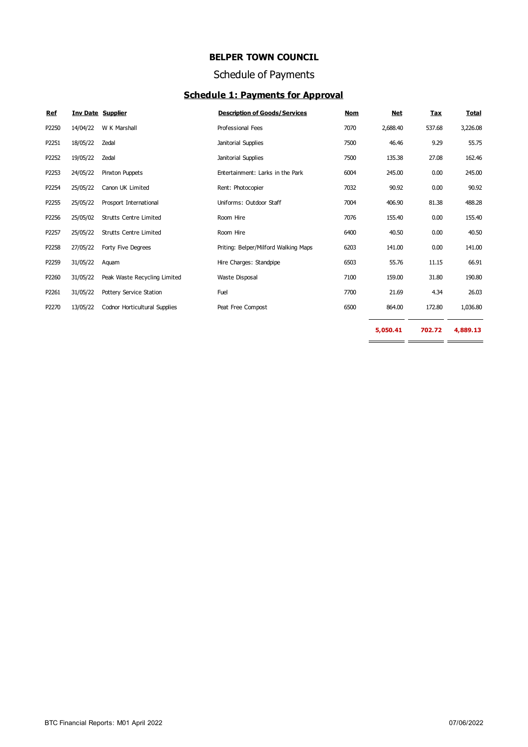# BELPER TOWN COUNCIL

## Schedule of Payments

### Schedule 1: Payments for Approval

| Ref | Inv Date | Supplier | Description of Goods/Services | Nom | Net | Tax | Total |
|---|---|---|---|---|---|---|---|
| P2250 | 14/04/22 | W K Marshall | Professional Fees | 7070 | 2,688.40 | 537.68 | 3,226.08 |
| P2251 | 18/05/22 | Zedal | Janitorial Supplies | 7500 | 46.46 | 9.29 | 55.75 |
| P2252 | 19/05/22 | Zedal | Janitorial Supplies | 7500 | 135.38 | 27.08 | 162.46 |
| P2253 | 24/05/22 | Pinxton Puppets | Entertainment: Larks in the Park | 6004 | 245.00 | 0.00 | 245.00 |
| P2254 | 25/05/22 | Canon UK Limited | Rent: Photocopier | 7032 | 90.92 | 0.00 | 90.92 |
| P2255 | 25/05/22 | Prosport International | Uniforms: Outdoor Staff | 7004 | 406.90 | 81.38 | 488.28 |
| P2256 | 25/05/02 | Strutts Centre Limited | Room Hire | 7076 | 155.40 | 0.00 | 155.40 |
| P2257 | 25/05/22 | Strutts Centre Limited | Room Hire | 6400 | 40.50 | 0.00 | 40.50 |
| P2258 | 27/05/22 | Forty Five Degrees | Priting: Belper/Milford Walking Maps | 6203 | 141.00 | 0.00 | 141.00 |
| P2259 | 31/05/22 | Aquam | Hire Charges: Standpipe | 6503 | 55.76 | 11.15 | 66.91 |
| P2260 | 31/05/22 | Peak Waste Recycling Limited | Waste Disposal | 7100 | 159.00 | 31.80 | 190.80 |
| P2261 | 31/05/22 | Pottery Service Station | Fuel | 7700 | 21.69 | 4.34 | 26.03 |
| P2270 | 13/05/22 | Codnor Horticultural Supplies | Peat Free Compost | 6500 | 864.00 | 172.80 | 1,036.80 |
| | | | | | **5,050.41** | **702.72** | **4,889.13** |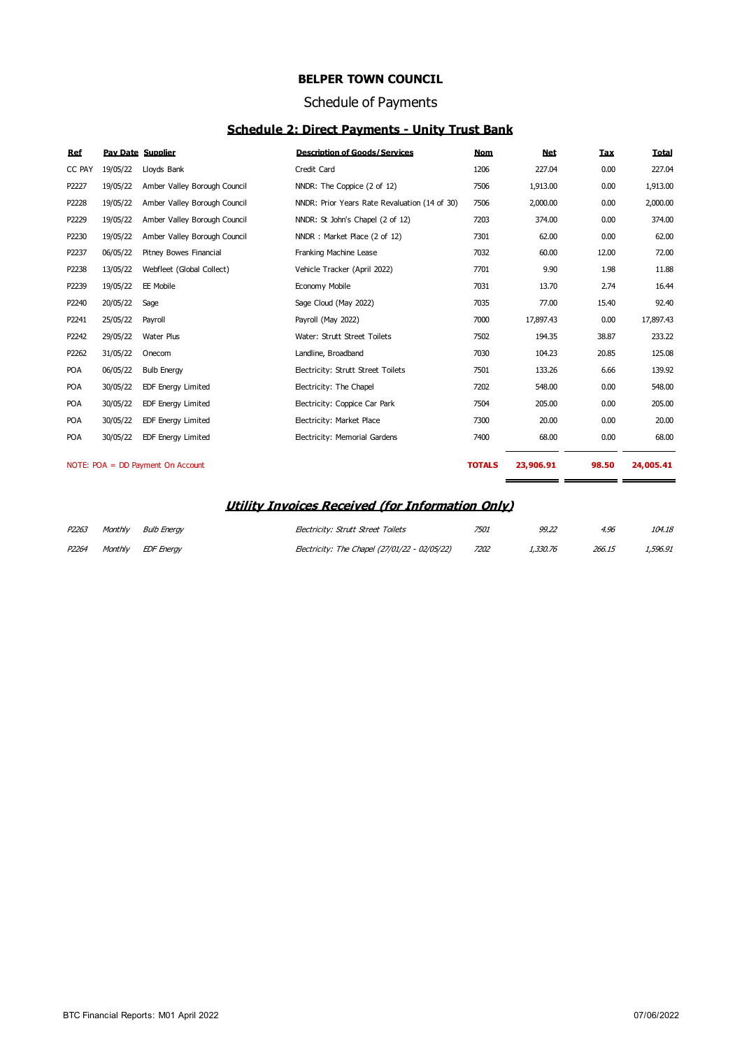# BELPER TOWN COUNCIL

## Schedule of Payments

### Schedule 2: Direct Payments - Unity Trust Bank

| Ref | Pay Date | Supplier | Description of Goods/Services | Nom | Net | Tax | Total |
|---|---|---|---|---|---|---|---|
| CC PAY | 19/05/22 | Lloyds Bank | Credit Card | 1206 | 227.04 | 0.00 | 227.04 |
| P2227 | 19/05/22 | Amber Valley Borough Council | NNDR: The Coppice (2 of 12) | 7506 | 1,913.00 | 0.00 | 1,913.00 |
| P2228 | 19/05/22 | Amber Valley Borough Council | NNDR: Prior Years Rate Revaluation (14 of 30) | 7506 | 2,000.00 | 0.00 | 2,000.00 |
| P2229 | 19/05/22 | Amber Valley Borough Council | NNDR: St John's Chapel (2 of 12) | 7203 | 374.00 | 0.00 | 374.00 |
| P2230 | 19/05/22 | Amber Valley Borough Council | NNDR : Market Place (2 of 12) | 7301 | 62.00 | 0.00 | 62.00 |
| P2237 | 06/05/22 | Pitney Bowes Financial | Franking Machine Lease | 7032 | 60.00 | 12.00 | 72.00 |
| P2238 | 13/05/22 | Webfleet (Global Collect) | Vehicle Tracker (April 2022) | 7701 | 9.90 | 1.98 | 11.88 |
| P2239 | 19/05/22 | EE Mobile | Economy Mobile | 7031 | 13.70 | 2.74 | 16.44 |
| P2240 | 20/05/22 | Sage | Sage Cloud (May 2022) | 7035 | 77.00 | 15.40 | 92.40 |
| P2241 | 25/05/22 | Payroll | Payroll (May 2022) | 7000 | 17,897.43 | 0.00 | 17,897.43 |
| P2242 | 29/05/22 | Water Plus | Water: Strutt Street Toilets | 7502 | 194.35 | 38.87 | 233.22 |
| P2262 | 31/05/22 | Onecom | Landline, Broadband | 7030 | 104.23 | 20.85 | 125.08 |
| POA | 06/05/22 | Bulb Energy | Electricity: Strutt Street Toilets | 7501 | 133.26 | 6.66 | 139.92 |
| POA | 30/05/22 | EDF Energy Limited | Electricity: The Chapel | 7202 | 548.00 | 0.00 | 548.00 |
| POA | 30/05/22 | EDF Energy Limited | Electricity: Coppice Car Park | 7504 | 205.00 | 0.00 | 205.00 |
| POA | 30/05/22 | EDF Energy Limited | Electricity: Market Place | 7300 | 20.00 | 0.00 | 20.00 |
| POA | 30/05/22 | EDF Energy Limited | Electricity: Memorial Gardens | 7400 | 68.00 | 0.00 | 68.00 |
| | | | | **TOTALS** | **23,906.91** | **98.50** | **24,005.41** |

NOTE: POA = DD Payment On Account

### *Utility Invoices Received (for Information Only)*

| Ref | Pay Date | Supplier | Description of Goods/Services | Nom | Net | Tax | Total |
|---|---|---|---|---|---|---|---|
| *P2263* | *Monthly* | *Bulb Energy* | *Electricity: Strutt Street Toilets* | *7501* | *99.22* | *4.96* | *104.18* |
| *P2264* | *Monthly* | *EDF Energy* | *Electricity: The Chapel (27/01/22 - 02/05/22)* | *7202* | *1,330.76* | *266.15* | *1,596.91* |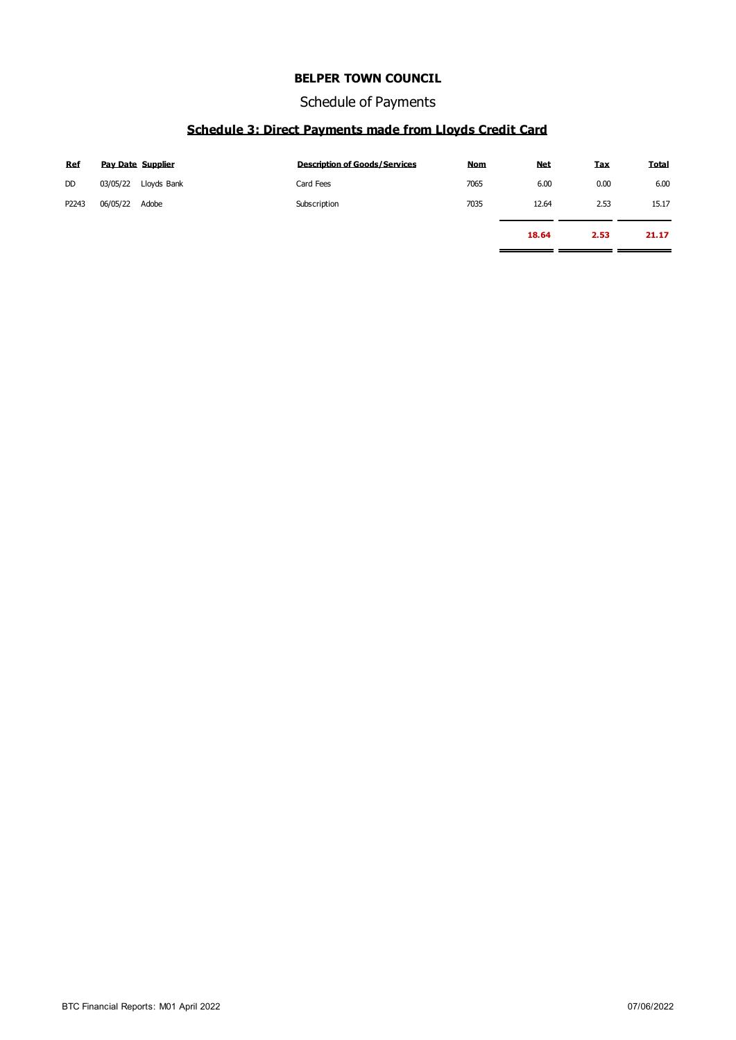# BELPER TOWN COUNCIL

## Schedule of Payments

### Schedule 3: Direct Payments made from Lloyds Credit Card

| Ref | Pay Date | Supplier | Description of Goods/Services | Nom | Net | Tax | Total |
|---|---|---|---|---|---|---|---|
| DD | 03/05/22 | Lloyds Bank | Card Fees | 7065 | 6.00 | 0.00 | 6.00 |
| P2243 | 06/05/22 | Adobe | Subscription | 7035 | 12.64 | 2.53 | 15.17 |
| | | | | | **18.64** | **2.53** | **21.17** |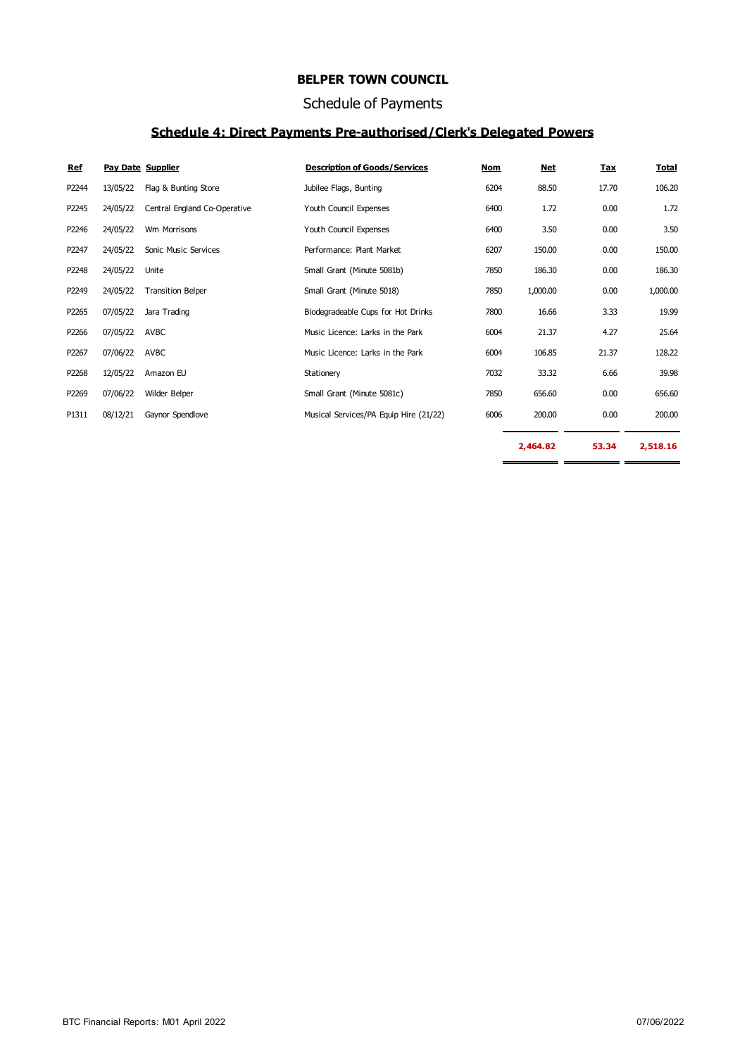# BELPER TOWN COUNCIL

## Schedule of Payments

### Schedule 4: Direct Payments Pre-authorised/Clerk's Delegated Powers

| Ref | Pay Date | Supplier | Description of Goods/Services | Nom | Net | Tax | Total |
|---|---|---|---|---|---|---|---|
| P2244 | 13/05/22 | Flag & Bunting Store | Jubilee Flags, Bunting | 6204 | 88.50 | 17.70 | 106.20 |
| P2245 | 24/05/22 | Central England Co-Operative | Youth Council Expenses | 6400 | 1.72 | 0.00 | 1.72 |
| P2246 | 24/05/22 | Wm Morrisons | Youth Council Expenses | 6400 | 3.50 | 0.00 | 3.50 |
| P2247 | 24/05/22 | Sonic Music Services | Performance: Plant Market | 6207 | 150.00 | 0.00 | 150.00 |
| P2248 | 24/05/22 | Unite | Small Grant (Minute 5081b) | 7850 | 186.30 | 0.00 | 186.30 |
| P2249 | 24/05/22 | Transition Belper | Small Grant (Minute 5018) | 7850 | 1,000.00 | 0.00 | 1,000.00 |
| P2265 | 07/05/22 | Jara Trading | Biodegradeable Cups for Hot Drinks | 7800 | 16.66 | 3.33 | 19.99 |
| P2266 | 07/05/22 | AVBC | Music Licence: Larks in the Park | 6004 | 21.37 | 4.27 | 25.64 |
| P2267 | 07/06/22 | AVBC | Music Licence: Larks in the Park | 6004 | 106.85 | 21.37 | 128.22 |
| P2268 | 12/05/22 | Amazon EU | Stationery | 7032 | 33.32 | 6.66 | 39.98 |
| P2269 | 07/06/22 | Wilder Belper | Small Grant (Minute 5081c) | 7850 | 656.60 | 0.00 | 656.60 |
| P1311 | 08/12/21 | Gaynor Spendlove | Musical Services/PA Equip Hire (21/22) | 6006 | 200.00 | 0.00 | 200.00 |
| | | | | | **2,464.82** | **53.34** | **2,518.16** |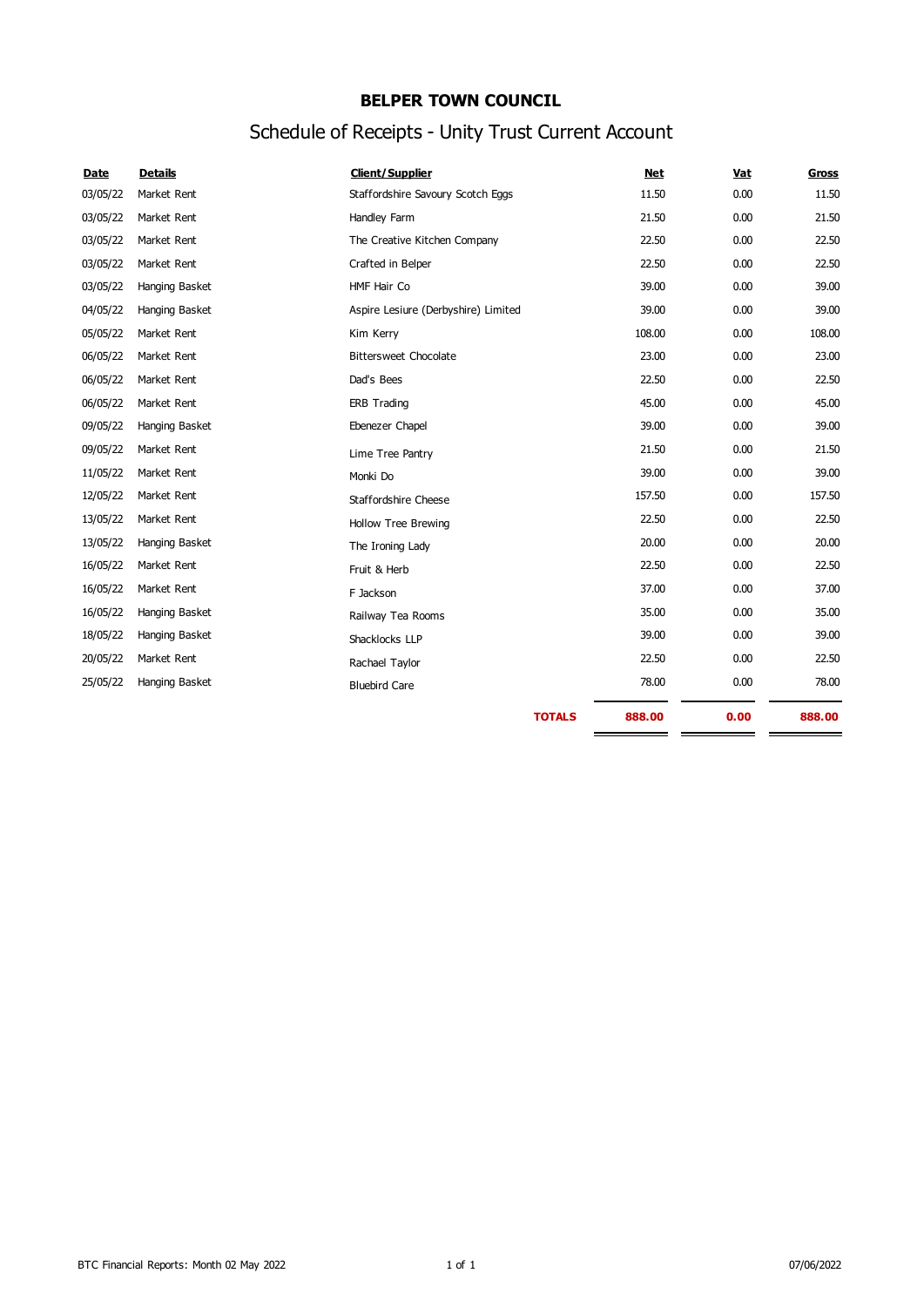# BELPER TOWN COUNCIL

## Schedule of Receipts - Unity Trust Current Account

| Date | Details | Client/Supplier | Net | Vat | Gross |
|---|---|---|---|---|---|
| 03/05/22 | Market Rent | Staffordshire Savoury Scotch Eggs | 11.50 | 0.00 | 11.50 |
| 03/05/22 | Market Rent | Handley Farm | 21.50 | 0.00 | 21.50 |
| 03/05/22 | Market Rent | The Creative Kitchen Company | 22.50 | 0.00 | 22.50 |
| 03/05/22 | Market Rent | Crafted in Belper | 22.50 | 0.00 | 22.50 |
| 03/05/22 | Hanging Basket | HMF Hair Co | 39.00 | 0.00 | 39.00 |
| 04/05/22 | Hanging Basket | Aspire Lesiure (Derbyshire) Limited | 39.00 | 0.00 | 39.00 |
| 05/05/22 | Market Rent | Kim Kerry | 108.00 | 0.00 | 108.00 |
| 06/05/22 | Market Rent | Bittersweet Chocolate | 23.00 | 0.00 | 23.00 |
| 06/05/22 | Market Rent | Dad's Bees | 22.50 | 0.00 | 22.50 |
| 06/05/22 | Market Rent | ERB Trading | 45.00 | 0.00 | 45.00 |
| 09/05/22 | Hanging Basket | Ebenezer Chapel | 39.00 | 0.00 | 39.00 |
| 09/05/22 | Market Rent | Lime Tree Pantry | 21.50 | 0.00 | 21.50 |
| 11/05/22 | Market Rent | Monki Do | 39.00 | 0.00 | 39.00 |
| 12/05/22 | Market Rent | Staffordshire Cheese | 157.50 | 0.00 | 157.50 |
| 13/05/22 | Market Rent | Hollow Tree Brewing | 22.50 | 0.00 | 22.50 |
| 13/05/22 | Hanging Basket | The Ironing Lady | 20.00 | 0.00 | 20.00 |
| 16/05/22 | Market Rent | Fruit & Herb | 22.50 | 0.00 | 22.50 |
| 16/05/22 | Market Rent | F Jackson | 37.00 | 0.00 | 37.00 |
| 16/05/22 | Hanging Basket | Railway Tea Rooms | 35.00 | 0.00 | 35.00 |
| 18/05/22 | Hanging Basket | Shacklocks LLP | 39.00 | 0.00 | 39.00 |
| 20/05/22 | Market Rent | Rachael Taylor | 22.50 | 0.00 | 22.50 |
| 25/05/22 | Hanging Basket | Bluebird Care | 78.00 | 0.00 | 78.00 |
| | | **TOTALS** | **888.00** | **0.00** | **888.00** |

BTC Financial Reports: Month 02 May 2022 07/06/2022